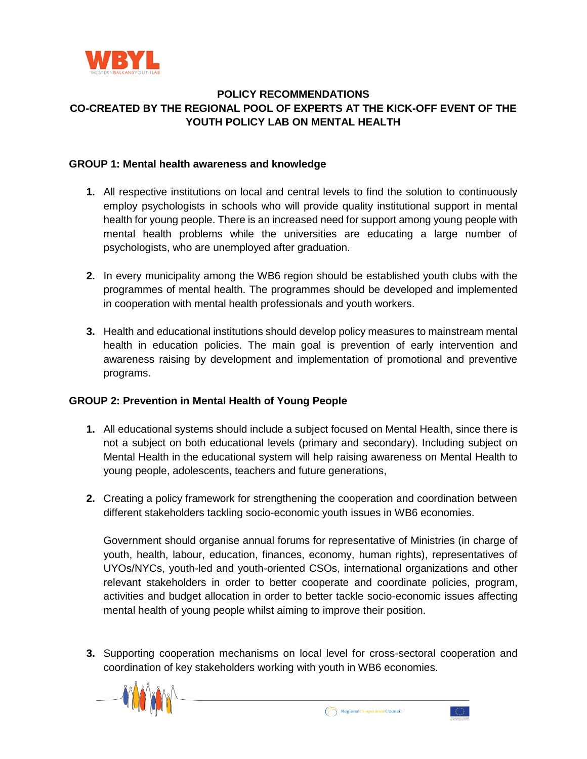# POLICY RECOMMENDATIONS
# CO-CREATED BY THE REGIONAL POOL OF EXPERTS AT THE KICK-OFF EVENT OF THE YOUTH POLICY LAB ON MENTAL HEALTH

## GROUP 1: Mental health awareness and knowledge

1. All respective institutions on local and central levels to find the solution to continuously employ psychologists in schools who will provide quality institutional support in mental health for young people. There is an increased need for support among young people with mental health problems while the universities are educating a large number of psychologists, who are unemployed after graduation.

2. In every municipality among the WB6 region should be established youth clubs with the programmes of mental health. The programmes should be developed and implemented in cooperation with mental health professionals and youth workers.

3. Health and educational institutions should develop policy measures to mainstream mental health in education policies. The main goal is prevention of early intervention and awareness raising by development and implementation of promotional and preventive programs.

## GROUP 2: Prevention in Mental Health of Young People

1. All educational systems should include a subject focused on Mental Health, since there is not a subject on both educational levels (primary and secondary). Including subject on Mental Health in the educational system will help raising awareness on Mental Health to young people, adolescents, teachers and future generations,

2. Creating a policy framework for strengthening the cooperation and coordination between different stakeholders tackling socio-economic youth issues in WB6 economies.

   Government should organise annual forums for representative of Ministries (in charge of youth, health, labour, education, finances, economy, human rights), representatives of UYOs/NYCs, youth-led and youth-oriented CSOs, international organizations and other relevant stakeholders in order to better cooperate and coordinate policies, program, activities and budget allocation in order to better tackle socio-economic issues affecting mental health of young people whilst aiming to improve their position.

3. Supporting cooperation mechanisms on local level for cross-sectoral cooperation and coordination of key stakeholders working with youth in WB6 economies.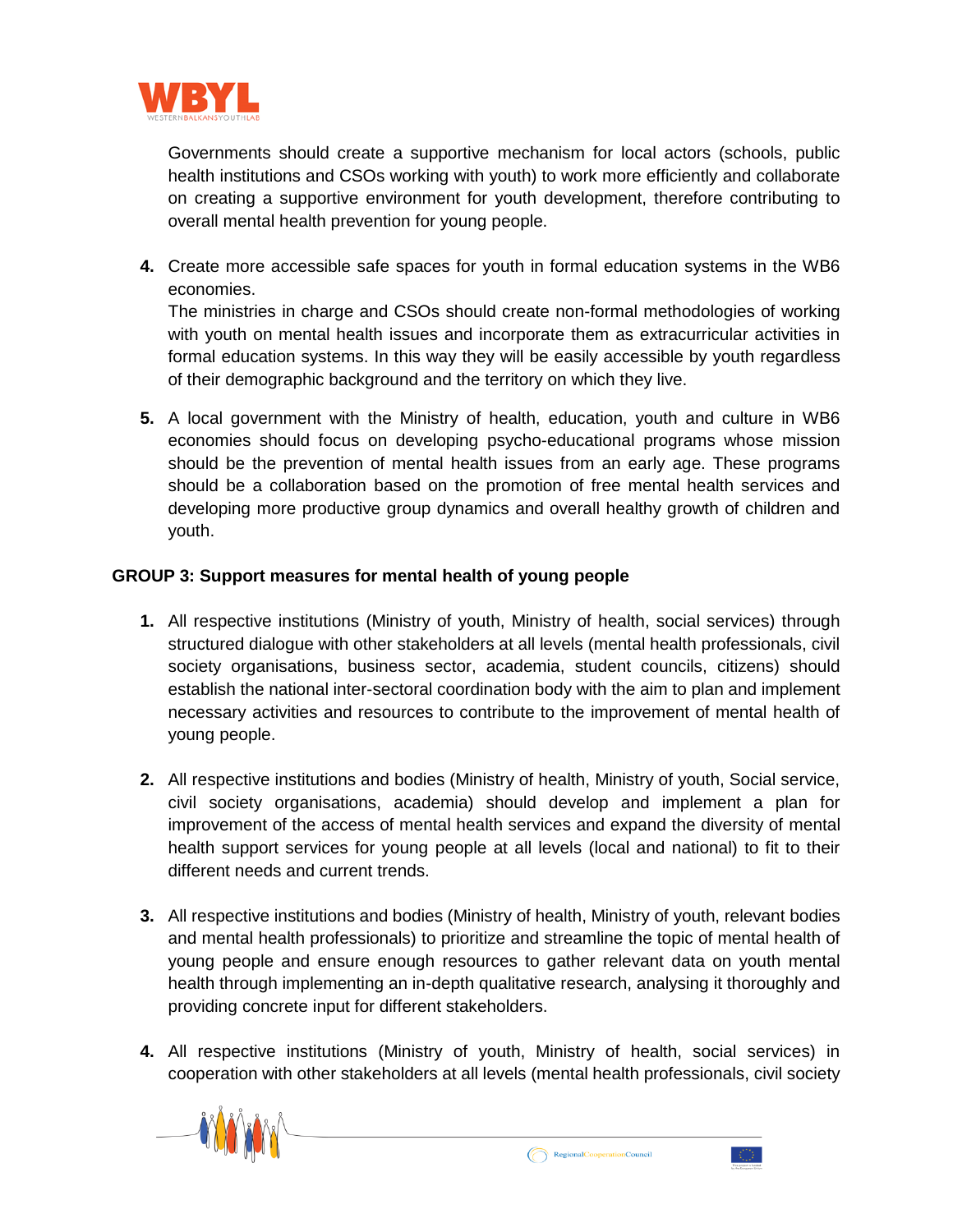Governments should create a supportive mechanism for local actors (schools, public health institutions and CSOs working with youth) to work more efficiently and collaborate on creating a supportive environment for youth development, therefore contributing to overall mental health prevention for young people.

4. Create more accessible safe spaces for youth in formal education systems in the WB6 economies.
   The ministries in charge and CSOs should create non-formal methodologies of working with youth on mental health issues and incorporate them as extracurricular activities in formal education systems. In this way they will be easily accessible by youth regardless of their demographic background and the territory on which they live.

5. A local government with the Ministry of health, education, youth and culture in WB6 economies should focus on developing psycho-educational programs whose mission should be the prevention of mental health issues from an early age. These programs should be a collaboration based on the promotion of free mental health services and developing more productive group dynamics and overall healthy growth of children and youth.

**GROUP 3: Support measures for mental health of young people**

1. All respective institutions (Ministry of youth, Ministry of health, social services) through structured dialogue with other stakeholders at all levels (mental health professionals, civil society organisations, business sector, academia, student councils, citizens) should establish the national inter-sectoral coordination body with the aim to plan and implement necessary activities and resources to contribute to the improvement of mental health of young people.

2. All respective institutions and bodies (Ministry of health, Ministry of youth, Social service, civil society organisations, academia) should develop and implement a plan for improvement of the access of mental health services and expand the diversity of mental health support services for young people at all levels (local and national) to fit to their different needs and current trends.

3. All respective institutions and bodies (Ministry of health, Ministry of youth, relevant bodies and mental health professionals) to prioritize and streamline the topic of mental health of young people and ensure enough resources to gather relevant data on youth mental health through implementing an in-depth qualitative research, analysing it thoroughly and providing concrete input for different stakeholders.

4. All respective institutions (Ministry of youth, Ministry of health, social services) in cooperation with other stakeholders at all levels (mental health professionals, civil society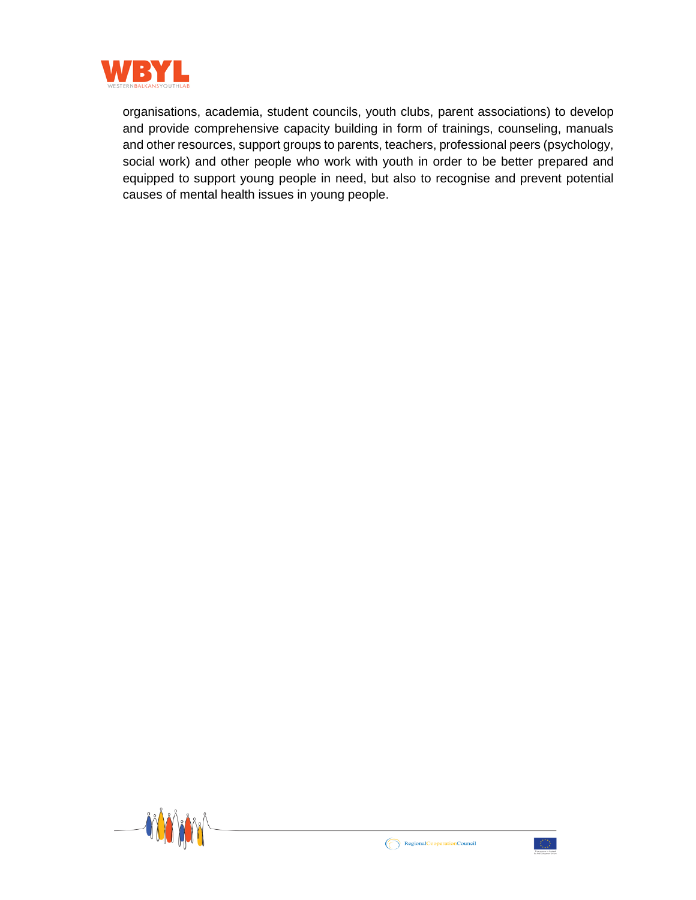organisations, academia, student councils, youth clubs, parent associations) to develop and provide comprehensive capacity building in form of trainings, counseling, manuals and other resources, support groups to parents, teachers, professional peers (psychology, social work) and other people who work with youth in order to be better prepared and equipped to support young people in need, but also to recognise and prevent potential causes of mental health issues in young people.